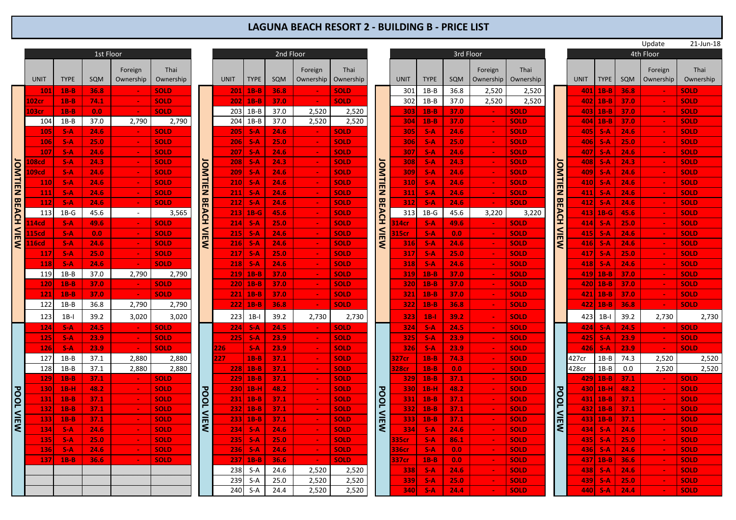# LAGUNA BEACH RESORT 2 - BUILDING B - PRICE LIST

Update 21-Jun-18

## 1st Floor

| View | UNIT | TYPE | SQM | Foreign Ownership | Thai Ownership |
|---|---|---|---|---|---|
| JOMTIEN BEACH VIEW | 101 | 1B-B | 36.8 | - | SOLD |
| | 102cr | 1B-B | 74.1 | - | SOLD |
| | 103cr | 1B-B | 0.0 | - | SOLD |
| | 104 | 1B-B | 37.0 | 2,790 | 2,790 |
| | 105 | S-A | 24.6 | - | SOLD |
| | 106 | S-A | 25.0 | - | SOLD |
| | 107 | S-A | 24.6 | - | SOLD |
| | 108cd | S-A | 24.3 | - | SOLD |
| | 109cd | S-A | 24.6 | - | SOLD |
| | 110 | S-A | 24.6 | - | SOLD |
| | 111 | S-A | 24.6 | - | SOLD |
| | 112 | S-A | 24.6 | - | SOLD |
| | 113 | 1B-G | 45.6 | - | 3,565 |
| | 114cd | S-A | 49.6 | - | SOLD |
| | 115cd | S-A | 0.0 | - | SOLD |
| | 116cd | S-A | 24.6 | - | SOLD |
| | 117 | S-A | 25.0 | - | SOLD |
| | 118 | S-A | 24.6 | - | SOLD |
| | 119 | 1B-B | 37.0 | 2,790 | 2,790 |
| | 120 | 1B-B | 37.0 | - | SOLD |
| | 121 | 1B-B | 37.0 | - | SOLD |
| | 122 | 1B-B | 36.8 | 2,790 | 2,790 |
| | 123 | 1B-I | 39.2 | 3,020 | 3,020 |
| POOL VIEW | 124 | S-A | 24.5 | - | SOLD |
| | 125 | S-A | 23.9 | - | SOLD |
| | 126 | S-A | 23.9 | - | SOLD |
| | 127 | 1B-B | 37.1 | 2,880 | 2,880 |
| | 128 | 1B-B | 37.1 | 2,880 | 2,880 |
| | 129 | 1B-B | 37.1 | - | SOLD |
| | 130 | 1B-H | 48.2 | - | SOLD |
| | 131 | 1B-B | 37.1 | - | SOLD |
| | 132 | 1B-B | 37.1 | - | SOLD |
| | 133 | 1B-B | 37.1 | - | SOLD |
| | 134 | S-A | 24.6 | - | SOLD |
| | 135 | S-A | 25.0 | - | SOLD |
| | 136 | S-A | 24.6 | - | SOLD |
| | 137 | 1B-B | 36.6 | - | SOLD |

## 2nd Floor

| View | UNIT | TYPE | SQM | Foreign Ownership | Thai Ownership |
|---|---|---|---|---|---|
| JOMTIEN BEACH VIEW | 201 | 1B-B | 36.8 | - | SOLD |
| | 202 | 1B-B | 37.0 | - | SOLD |
| | 203 | 1B-B | 37.0 | 2,520 | 2,520 |
| | 204 | 1B-B | 37.0 | 2,520 | 2,520 |
| | 205 | S-A | 24.6 | - | SOLD |
| | 206 | S-A | 25.0 | - | SOLD |
| | 207 | S-A | 24.6 | - | SOLD |
| | 208 | S-A | 24.3 | - | SOLD |
| | 209 | S-A | 24.6 | - | SOLD |
| | 210 | S-A | 24.6 | - | SOLD |
| | 211 | S-A | 24.6 | - | SOLD |
| | 212 | S-A | 24.6 | - | SOLD |
| | 213 | 1B-G | 45.6 | - | SOLD |
| | 214 | S-A | 25.0 | - | SOLD |
| | 215 | S-A | 24.6 | - | SOLD |
| | 216 | S-A | 24.6 | - | SOLD |
| | 217 | S-A | 25.0 | - | SOLD |
| | 218 | S-A | 24.6 | - | SOLD |
| | 219 | 1B-B | 37.0 | - | SOLD |
| | 220 | 1B-B | 37.0 | - | SOLD |
| | 221 | 1B-B | 37.0 | - | SOLD |
| | 222 | 1B-B | 36.8 | - | SOLD |
| | 223 | 1B-I | 39.2 | 2,730 | 2,730 |
| POOL VIEW | 224 | S-A | 24.5 | - | SOLD |
| | 225 | S-A | 23.9 | - | SOLD |
| | 226 | S-A | 23.9 | - | SOLD |
| | 227 | 1B-B | 37.1 | - | SOLD |
| | 228 | 1B-B | 37.1 | - | SOLD |
| | 229 | 1B-B | 37.1 | - | SOLD |
| | 230 | 1B-H | 48.2 | - | SOLD |
| | 231 | 1B-B | 37.1 | - | SOLD |
| | 232 | 1B-B | 37.1 | - | SOLD |
| | 233 | 1B-B | 37.1 | - | SOLD |
| | 234 | S-A | 24.6 | - | SOLD |
| | 235 | S-A | 25.0 | - | SOLD |
| | 236 | S-A | 24.6 | - | SOLD |
| | 237 | 1B-B | 36.6 | - | SOLD |
| | 238 | S-A | 24.6 | 2,520 | 2,520 |
| | 239 | S-A | 25.0 | 2,520 | 2,520 |
| | 240 | S-A | 24.4 | 2,520 | 2,520 |

## 3rd Floor

| View | UNIT | TYPE | SQM | Foreign Ownership | Thai Ownership |
|---|---|---|---|---|---|
| JOMTIEN BEACH VIEW | 301 | 1B-B | 36.8 | 2,520 | 2,520 |
| | 302 | 1B-B | 37.0 | 2,520 | 2,520 |
| | 303 | 1B-B | 37.0 | - | SOLD |
| | 304 | 1B-B | 37.0 | - | SOLD |
| | 305 | S-A | 24.6 | - | SOLD |
| | 306 | S-A | 25.0 | - | SOLD |
| | 307 | S-A | 24.6 | - | SOLD |
| | 308 | S-A | 24.3 | - | SOLD |
| | 309 | S-A | 24.6 | - | SOLD |
| | 310 | S-A | 24.6 | - | SOLD |
| | 311 | S-A | 24.6 | - | SOLD |
| | 312 | S-A | 24.6 | - | SOLD |
| | 313 | 1B-G | 45.6 | 3,220 | 3,220 |
| | 314cr | S-A | 49.6 | - | SOLD |
| | 315cr | S-A | 0.0 | - | SOLD |
| | 316 | S-A | 24.6 | - | SOLD |
| | 317 | S-A | 25.0 | - | SOLD |
| | 318 | S-A | 24.6 | - | SOLD |
| | 319 | 1B-B | 37.0 | - | SOLD |
| | 320 | 1B-B | 37.0 | - | SOLD |
| | 321 | 1B-B | 37.0 | - | SOLD |
| | 322 | 1B-B | 36.8 | - | SOLD |
| | 323 | 1B-I | 39.2 | - | SOLD |
| POOL VIEW | 324 | S-A | 24.5 | - | SOLD |
| | 325 | S-A | 23.9 | - | SOLD |
| | 326 | S-A | 23.9 | - | SOLD |
| | 327cr | 1B-B | 74.3 | - | SOLD |
| | 328cr | 1B-B | 0.0 | - | SOLD |
| | 329 | 1B-B | 37.1 | - | SOLD |
| | 330 | 1B-H | 48.2 | - | SOLD |
| | 331 | 1B-B | 37.1 | - | SOLD |
| | 332 | 1B-B | 37.1 | - | SOLD |
| | 333 | 1B-B | 37.1 | - | SOLD |
| | 334 | S-A | 24.6 | - | SOLD |
| | 335cr | S-A | 86.1 | - | SOLD |
| | 336cr | S-A | 0.0 | - | SOLD |
| | 337cr | 1B-B | 0.0 | - | SOLD |
| | 338 | S-A | 24.6 | - | SOLD |
| | 339 | S-A | 25.0 | - | SOLD |
| | 340 | S-A | 24.4 | - | SOLD |

## 4th Floor

| View | UNIT | TYPE | SQM | Foreign Ownership | Thai Ownership |
|---|---|---|---|---|---|
| JOMTIEN BEACH VIEW | 401 | 1B-B | 36.8 | - | SOLD |
| | 402 | 1B-B | 37.0 | - | SOLD |
| | 403 | 1B-B | 37.0 | - | SOLD |
| | 404 | 1B-B | 37.0 | - | SOLD |
| | 405 | S-A | 24.6 | - | SOLD |
| | 406 | S-A | 25.0 | - | SOLD |
| | 407 | S-A | 24.6 | - | SOLD |
| | 408 | S-A | 24.3 | - | SOLD |
| | 409 | S-A | 24.6 | - | SOLD |
| | 410 | S-A | 24.6 | - | SOLD |
| | 411 | S-A | 24.6 | - | SOLD |
| | 412 | S-A | 24.6 | - | SOLD |
| | 413 | 1B-G | 45.6 | - | SOLD |
| | 414 | S-A | 25.0 | - | SOLD |
| | 415 | S-A | 24.6 | - | SOLD |
| | 416 | S-A | 24.6 | - | SOLD |
| | 417 | S-A | 25.0 | - | SOLD |
| | 418 | S-A | 24.6 | - | SOLD |
| | 419 | 1B-B | 37.0 | - | SOLD |
| | 420 | 1B-B | 37.0 | - | SOLD |
| | 421 | 1B-B | 37.0 | - | SOLD |
| | 422 | 1B-B | 36.8 | - | SOLD |
| | 423 | 1B-I | 39.2 | 2,730 | 2,730 |
| POOL VIEW | 424 | S-A | 24.5 | - | SOLD |
| | 425 | S-A | 23.9 | - | SOLD |
| | 426 | S-A | 23.9 | - | SOLD |
| | 427cr | 1B-B | 74.3 | 2,520 | 2,520 |
| | 428cr | 1B-B | 0.0 | 2,520 | 2,520 |
| | 429 | 1B-B | 37.1 | - | SOLD |
| | 430 | 1B-H | 48.2 | - | SOLD |
| | 431 | 1B-B | 37.1 | - | SOLD |
| | 432 | 1B-B | 37.1 | - | SOLD |
| | 433 | 1B-B | 37.1 | - | SOLD |
| | 434 | S-A | 24.6 | - | SOLD |
| | 435 | S-A | 25.0 | - | SOLD |
| | 436 | S-A | 24.6 | - | SOLD |
| | 437 | 1B-B | 36.6 | - | SOLD |
| | 438 | S-A | 24.6 | - | SOLD |
| | 439 | S-A | 25.0 | - | SOLD |
| | 440 | S-A | 24.4 | - | SOLD |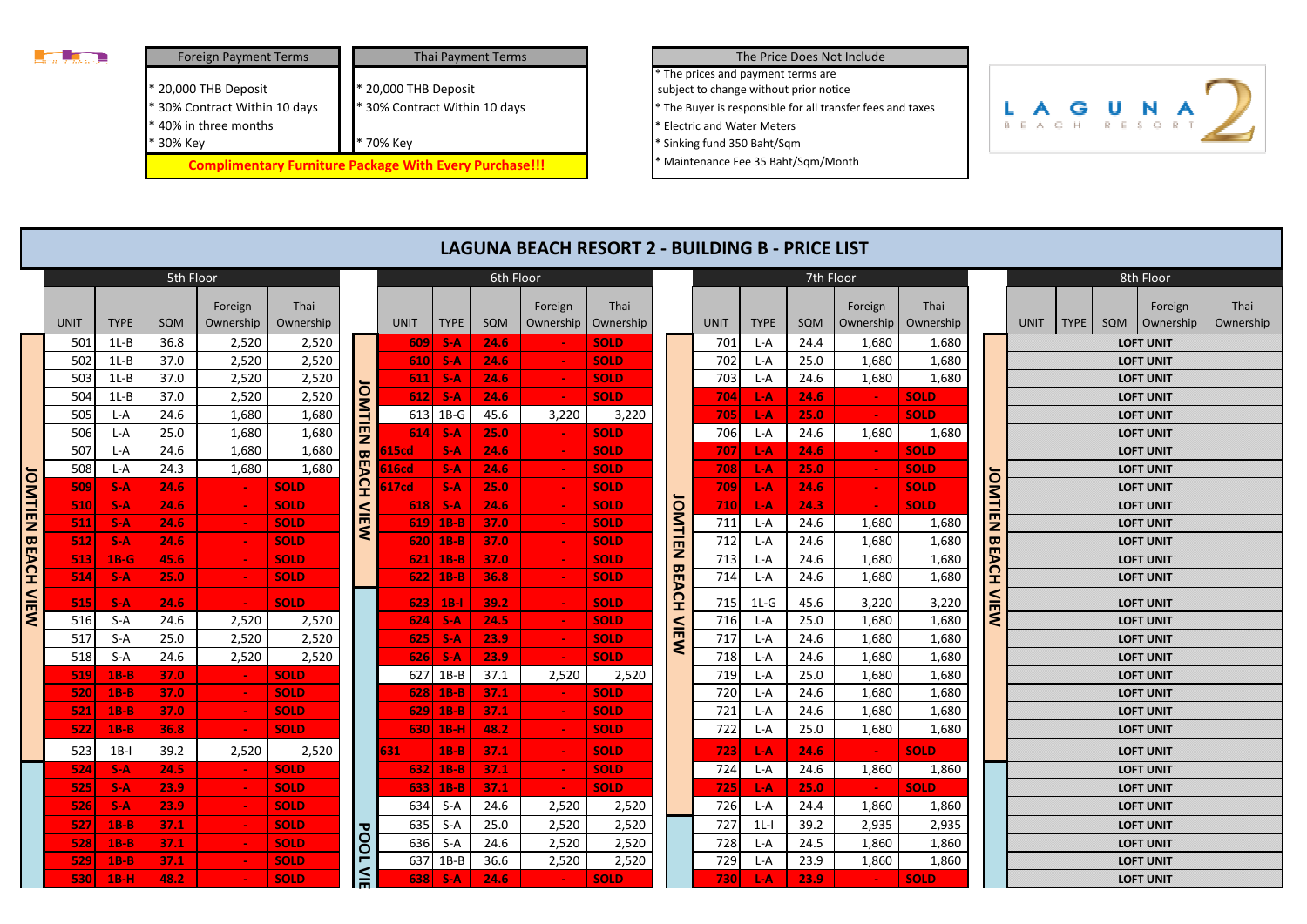| Foreign Payment Terms |
|---|
| * 20,000 THB Deposit |
| * 30% Contract Within 10 days |
| * 40% in three months |
| * 30% Key |

| Thai Payment Terms |
|---|
| * 20,000 THB Deposit |
| * 30% Contract Within 10 days |
| * 70% Key |

**Complimentary Furniture Package With Every Purchase!!!**

| The Price Does Not Include |
|---|
| * The prices and payment terms are subject to change without prior notice |
| * The Buyer is responsible for all transfer fees and taxes |
| * Electric and Water Meters |
| * Sinking fund 350 Baht/Sqm |
| * Maintenance Fee 35 Baht/Sqm/Month |

LAGUNA 2 BEACH RESORT

# LAGUNA BEACH RESORT 2 - BUILDING B - PRICE LIST

## 5th Floor

| UNIT | TYPE | SQM | Foreign Ownership | Thai Ownership |
|---|---|---|---|---|
| 501 | 1L-B | 36.8 | 2,520 | 2,520 |
| 502 | 1L-B | 37.0 | 2,520 | 2,520 |
| 503 | 1L-B | 37.0 | 2,520 | 2,520 |
| 504 | 1L-B | 37.0 | 2,520 | 2,520 |
| 505 | L-A | 24.6 | 1,680 | 1,680 |
| 506 | L-A | 25.0 | 1,680 | 1,680 |
| 507 | L-A | 24.6 | 1,680 | 1,680 |
| 508 | L-A | 24.3 | 1,680 | 1,680 |
| 509 | S-A | 24.6 | - | SOLD |
| 510 | S-A | 24.6 | - | SOLD |
| 511 | S-A | 24.6 | - | SOLD |
| 512 | S-A | 24.6 | - | SOLD |
| 513 | 1B-G | 45.6 | - | SOLD |
| 514 | S-A | 25.0 | - | SOLD |
| 515 | S-A | 24.6 | - | SOLD |
| 516 | S-A | 24.6 | 2,520 | 2,520 |
| 517 | S-A | 25.0 | 2,520 | 2,520 |
| 518 | S-A | 24.6 | 2,520 | 2,520 |
| 519 | 1B-B | 37.0 | - | SOLD |
| 520 | 1B-B | 37.0 | - | SOLD |
| 521 | 1B-B | 37.0 | - | SOLD |
| 522 | 1B-B | 36.8 | - | SOLD |
| 523 | 1B-I | 39.2 | 2,520 | 2,520 |
| 524 | S-A | 24.5 | - | SOLD |
| 525 | S-A | 23.9 | - | SOLD |
| 526 | S-A | 23.9 | - | SOLD |
| 527 | 1B-B | 37.1 | - | SOLD |
| 528 | 1B-B | 37.1 | - | SOLD |
| 529 | 1B-B | 37.1 | - | SOLD |
| 530 | 1B-H | 48.2 | - | SOLD |

JOMTIEN BEACH VIEW

## 6th Floor

| UNIT | TYPE | SQM | Foreign Ownership | Thai Ownership |
|---|---|---|---|---|
| 609 | S-A | 24.6 | - | SOLD |
| 610 | S-A | 24.6 | - | SOLD |
| 611 | S-A | 24.6 | - | SOLD |
| 612 | S-A | 24.6 | - | SOLD |
| 613 | 1B-G | 45.6 | 3,220 | 3,220 |
| 614 | S-A | 25.0 | - | SOLD |
| 615cd | S-A | 24.6 | - | SOLD |
| 616cd | S-A | 24.6 | - | SOLD |
| 617cd | S-A | 25.0 | - | SOLD |
| 618 | S-A | 24.6 | - | SOLD |
| 619 | 1B-B | 37.0 | - | SOLD |
| 620 | 1B-B | 37.0 | - | SOLD |
| 621 | 1B-B | 37.0 | - | SOLD |
| 622 | 1B-B | 36.8 | - | SOLD |
| 623 | 1B-I | 39.2 | - | SOLD |
| 624 | S-A | 24.5 | - | SOLD |
| 625 | S-A | 23.9 | - | SOLD |
| 626 | S-A | 23.9 | - | SOLD |
| 627 | 1B-B | 37.1 | 2,520 | 2,520 |
| 628 | 1B-B | 37.1 | - | SOLD |
| 629 | 1B-B | 37.1 | - | SOLD |
| 630 | 1B-H | 48.2 | - | SOLD |
| 631 | 1B-B | 37.1 | - | SOLD |
| 632 | 1B-B | 37.1 | - | SOLD |
| 633 | 1B-B | 37.1 | - | SOLD |
| 634 | S-A | 24.6 | 2,520 | 2,520 |
| 635 | S-A | 25.0 | 2,520 | 2,520 |
| 636 | S-A | 24.6 | 2,520 | 2,520 |
| 637 | 1B-B | 36.6 | 2,520 | 2,520 |
| 638 | S-A | 24.6 | - | SOLD |

JOMTIEN BEACH VIEW / POOL VIEW

## 7th Floor

| UNIT | TYPE | SQM | Foreign Ownership | Thai Ownership |
|---|---|---|---|---|
| 701 | L-A | 24.4 | 1,680 | 1,680 |
| 702 | L-A | 25.0 | 1,680 | 1,680 |
| 703 | L-A | 24.6 | 1,680 | 1,680 |
| 704 | L-A | 24.6 | - | SOLD |
| 705 | L-A | 25.0 | - | SOLD |
| 706 | L-A | 24.6 | 1,680 | 1,680 |
| 707 | L-A | 24.6 | - | SOLD |
| 708 | L-A | 25.0 | - | SOLD |
| 709 | L-A | 24.6 | - | SOLD |
| 710 | L-A | 24.3 | - | SOLD |
| 711 | L-A | 24.6 | 1,680 | 1,680 |
| 712 | L-A | 24.6 | 1,680 | 1,680 |
| 713 | L-A | 24.6 | 1,680 | 1,680 |
| 714 | L-A | 24.6 | 1,680 | 1,680 |
| 715 | 1L-G | 45.6 | 3,220 | 3,220 |
| 716 | L-A | 25.0 | 1,680 | 1,680 |
| 717 | L-A | 24.6 | 1,680 | 1,680 |
| 718 | L-A | 24.6 | 1,680 | 1,680 |
| 719 | L-A | 25.0 | 1,680 | 1,680 |
| 720 | L-A | 24.6 | 1,680 | 1,680 |
| 721 | L-A | 24.6 | 1,680 | 1,680 |
| 722 | L-A | 25.0 | 1,680 | 1,680 |
| 723 | L-A | 24.6 | - | SOLD |
| 724 | L-A | 24.6 | 1,860 | 1,860 |
| 725 | L-A | 25.0 | - | SOLD |
| 726 | L-A | 24.4 | 1,860 | 1,860 |
| 727 | 1L-I | 39.2 | 2,935 | 2,935 |
| 728 | L-A | 24.5 | 1,860 | 1,860 |
| 729 | L-A | 23.9 | 1,860 | 1,860 |
| 730 | L-A | 23.9 | - | SOLD |

JOMTIEN BEACH VIEW

## 8th Floor

| UNIT | TYPE | SQM | Foreign Ownership | Thai Ownership |
|---|---|---|---|---|
| LOFT UNIT | | | | |
| LOFT UNIT | | | | |
| LOFT UNIT | | | | |
| LOFT UNIT | | | | |
| LOFT UNIT | | | | |
| LOFT UNIT | | | | |
| LOFT UNIT | | | | |
| LOFT UNIT | | | | |
| LOFT UNIT | | | | |
| LOFT UNIT | | | | |
| LOFT UNIT | | | | |
| LOFT UNIT | | | | |
| LOFT UNIT | | | | |
| LOFT UNIT | | | | |
| LOFT UNIT | | | | |
| LOFT UNIT | | | | |
| LOFT UNIT | | | | |
| LOFT UNIT | | | | |
| LOFT UNIT | | | | |
| LOFT UNIT | | | | |
| LOFT UNIT | | | | |
| LOFT UNIT | | | | |
| LOFT UNIT | | | | |
| LOFT UNIT | | | | |
| LOFT UNIT | | | | |
| LOFT UNIT | | | | |
| LOFT UNIT | | | | |
| LOFT UNIT | | | | |
| LOFT UNIT | | | | |
| LOFT UNIT | | | | |

JOMTIEN BEACH VIEW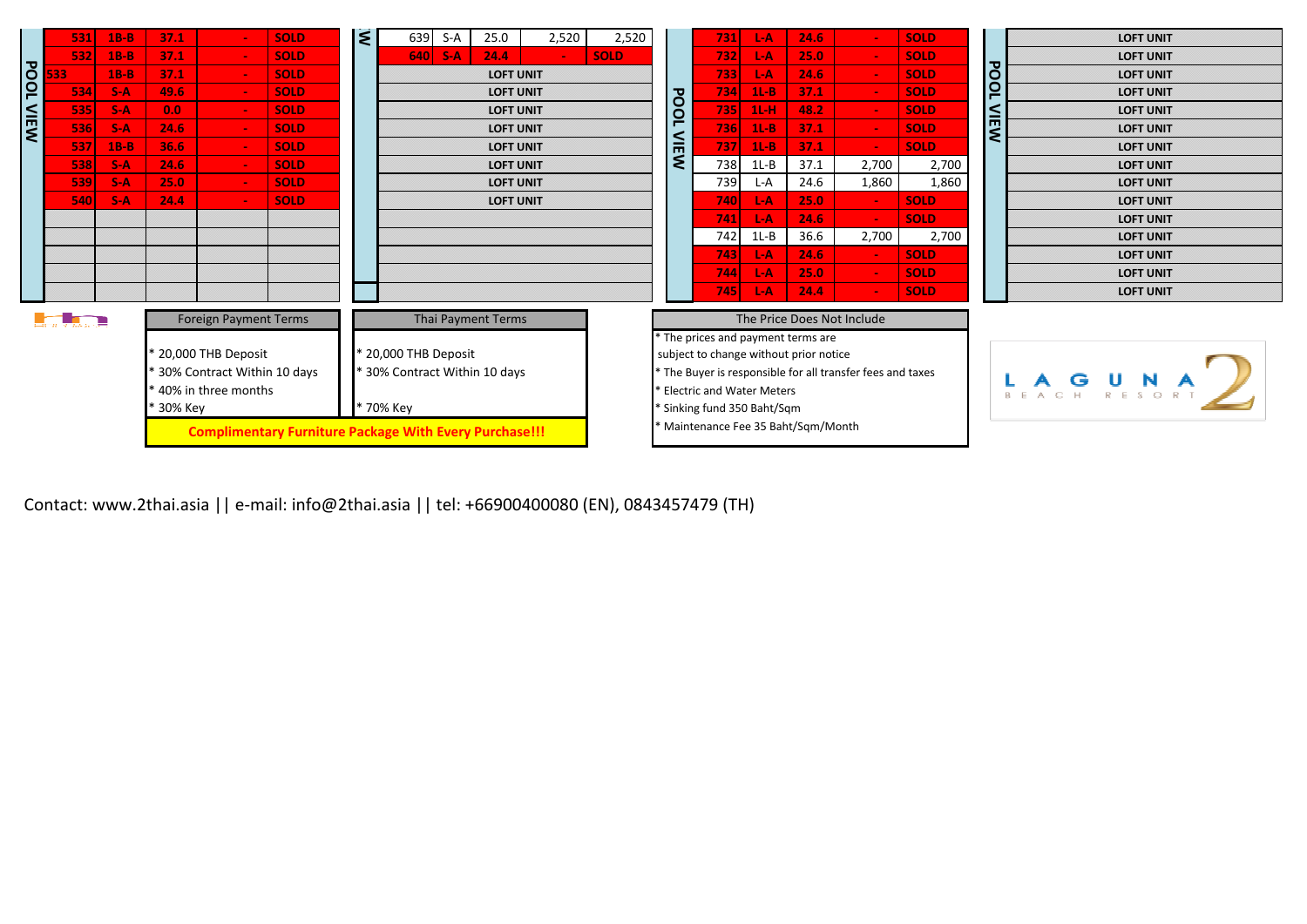| | | | | | |
|---|---|---|---|---|---|
| POOL VIEW | 531 | 1B-B | 37.1 | - | SOLD |
| | 532 | 1B-B | 37.1 | - | SOLD |
| | 533 | 1B-B | 37.1 | - | SOLD |
| | 534 | S-A | 49.6 | - | SOLD |
| | 535 | S-A | 0.0 | - | SOLD |
| | 536 | S-A | 24.6 | - | SOLD |
| | 537 | 1B-B | 36.6 | - | SOLD |
| | 538 | S-A | 24.6 | - | SOLD |
| | 539 | S-A | 25.0 | - | SOLD |
| | 540 | S-A | 24.4 | - | SOLD |

| | | | | |
|---|---|---|---|---|
| 639 | S-A | 25.0 | 2,520 | 2,520 |
| 640 | S-A | 24.4 | - | SOLD |
| LOFT UNIT | | | | |
| LOFT UNIT | | | | |
| LOFT UNIT | | | | |
| LOFT UNIT | | | | |
| LOFT UNIT | | | | |
| LOFT UNIT | | | | |
| LOFT UNIT | | | | |
| LOFT UNIT | | | | |

| | | | | | |
|---|---|---|---|---|---|
| POOL VIEW | 731 | L-A | 24.6 | - | SOLD |
| | 732 | L-A | 25.0 | - | SOLD |
| | 733 | L-A | 24.6 | - | SOLD |
| | 734 | 1L-B | 37.1 | - | SOLD |
| | 735 | 1L-H | 48.2 | - | SOLD |
| | 736 | 1L-B | 37.1 | - | SOLD |
| | 737 | 1L-B | 37.1 | - | SOLD |
| | 738 | 1L-B | 37.1 | 2,700 | 2,700 |
| | 739 | L-A | 24.6 | 1,860 | 1,860 |
| | 740 | L-A | 25.0 | - | SOLD |
| | 741 | L-A | 24.6 | - | SOLD |
| | 742 | 1L-B | 36.6 | 2,700 | 2,700 |
| | 743 | L-A | 24.6 | - | SOLD |
| | 744 | L-A | 25.0 | - | SOLD |
| | 745 | L-A | 24.4 | - | SOLD |

| |
|---|
| POOL VIEW |
| LOFT UNIT |
| LOFT UNIT |
| LOFT UNIT |
| LOFT UNIT |
| LOFT UNIT |
| LOFT UNIT |
| LOFT UNIT |
| LOFT UNIT |
| LOFT UNIT |
| LOFT UNIT |
| LOFT UNIT |
| LOFT UNIT |
| LOFT UNIT |
| LOFT UNIT |
| LOFT UNIT |

| Foreign Payment Terms | Thai Payment Terms |
|---|---|
| * 20,000 THB Deposit | * 20,000 THB Deposit |
| * 30% Contract Within 10 days | * 30% Contract Within 10 days |
| * 40% in three months | |
| * 30% Key | * 70% Key |

**Complimentary Furniture Package With Every Purchase!!!**

**The Price Does Not Include**

* The prices and payment terms are subject to change without prior notice
* The Buyer is responsible for all transfer fees and taxes
* Electric and Water Meters
* Sinking fund 350 Baht/Sqm
* Maintenance Fee 35 Baht/Sqm/Month

LAGUNA 2 BEACH RESORT

Contact: www.2thai.asia || e-mail: info@2thai.asia || tel: +66900400080 (EN), 0843457479 (TH)